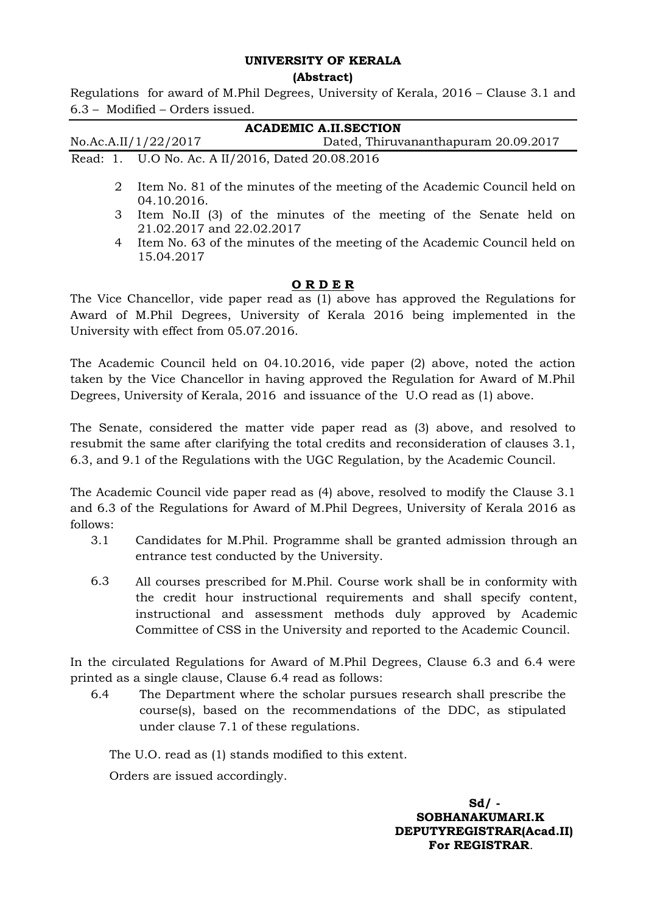**UNIVERSITY OF KERALA**

**(Abstract)**

Regulations for award of M.Phil Degrees, University of Kerala, 2016 – Clause 3.1 and 6.3 – Modified – Orders issued.

---

**ACADEMIC A.II.SECTION**

No.Ac.A.II/1/22/2017 Dated, Thiruvananthapuram 20.09.2017

---

Read: 1. U.O No. Ac. A II/2016, Dated 20.08.2016

2. Item No. 81 of the minutes of the meeting of the Academic Council held on 04.10.2016.
3. Item No.II (3) of the minutes of the meeting of the Senate held on 21.02.2017 and 22.02.2017
4. Item No. 63 of the minutes of the meeting of the Academic Council held on 15.04.2017

**O R D E R**

The Vice Chancellor, vide paper read as (1) above has approved the Regulations for Award of M.Phil Degrees, University of Kerala 2016 being implemented in the University with effect from 05.07.2016.

The Academic Council held on 04.10.2016, vide paper (2) above, noted the action taken by the Vice Chancellor in having approved the Regulation for Award of M.Phil Degrees, University of Kerala, 2016 and issuance of the U.O read as (1) above.

The Senate, considered the matter vide paper read as (3) above, and resolved to resubmit the same after clarifying the total credits and reconsideration of clauses 3.1, 6.3, and 9.1 of the Regulations with the UGC Regulation, by the Academic Council.

The Academic Council vide paper read as (4) above, resolved to modify the Clause 3.1 and 6.3 of the Regulations for Award of M.Phil Degrees, University of Kerala 2016 as follows:

3.1 Candidates for M.Phil. Programme shall be granted admission through an entrance test conducted by the University.

6.3 All courses prescribed for M.Phil. Course work shall be in conformity with the credit hour instructional requirements and shall specify content, instructional and assessment methods duly approved by Academic Committee of CSS in the University and reported to the Academic Council.

In the circulated Regulations for Award of M.Phil Degrees, Clause 6.3 and 6.4 were printed as a single clause, Clause 6.4 read as follows:

6.4 The Department where the scholar pursues research shall prescribe the course(s), based on the recommendations of the DDC, as stipulated under clause 7.1 of these regulations.

The U.O. read as (1) stands modified to this extent.

Orders are issued accordingly.

**Sd/ -**
**SOBHANAKUMARI.K**
**DEPUTYREGISTRAR(Acad.II)**
**For REGISTRAR**.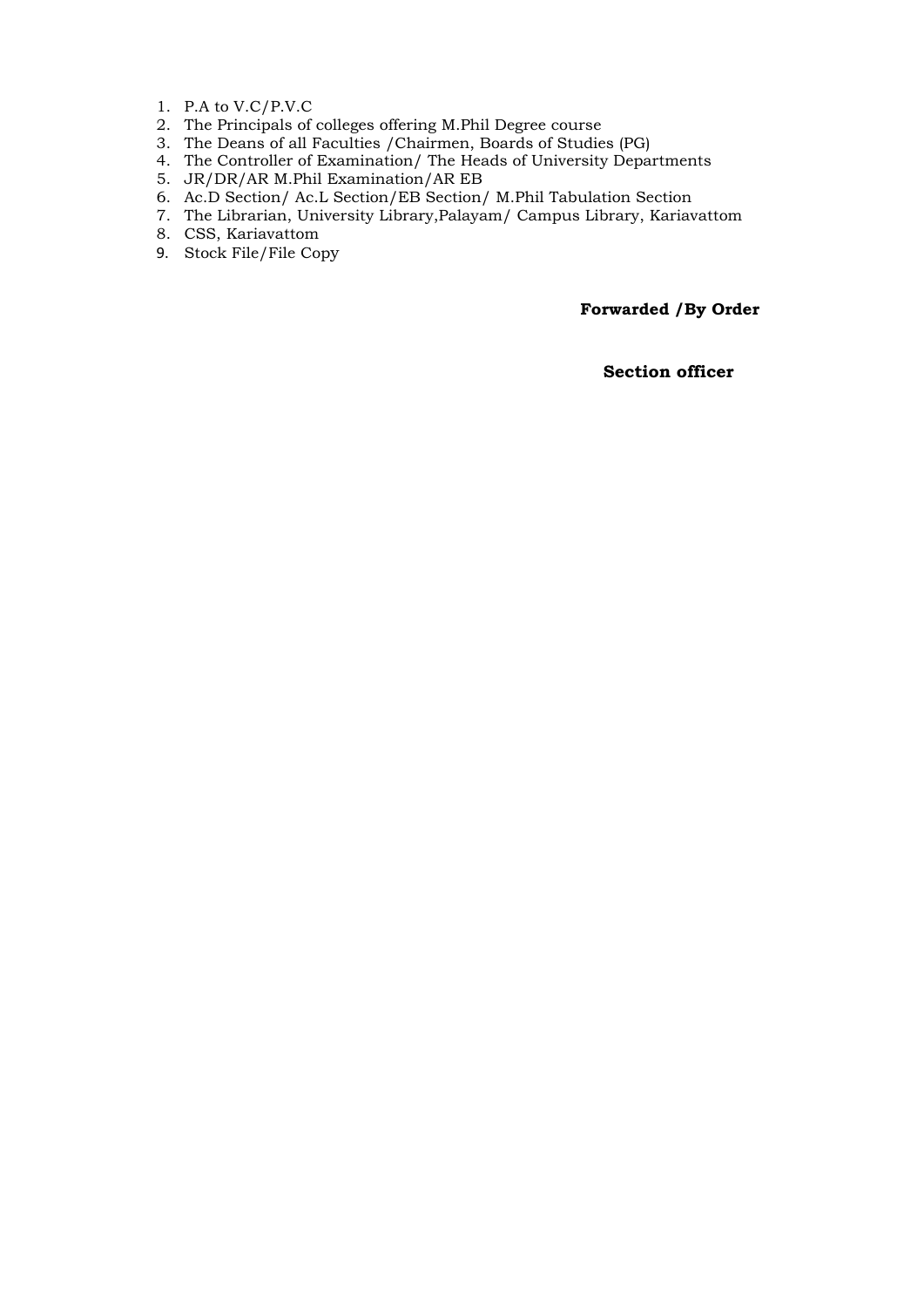1. P.A to V.C/P.V.C
2. The Principals of colleges offering M.Phil Degree course
3. The Deans of all Faculties /Chairmen, Boards of Studies (PG)
4. The Controller of Examination/ The Heads of University Departments
5. JR/DR/AR M.Phil Examination/AR EB
6. Ac.D Section/ Ac.L Section/EB Section/ M.Phil Tabulation Section
7. The Librarian, University Library,Palayam/ Campus Library, Kariavattom
8. CSS, Kariavattom
9. Stock File/File Copy

**Forwarded /By Order**

**Section officer**